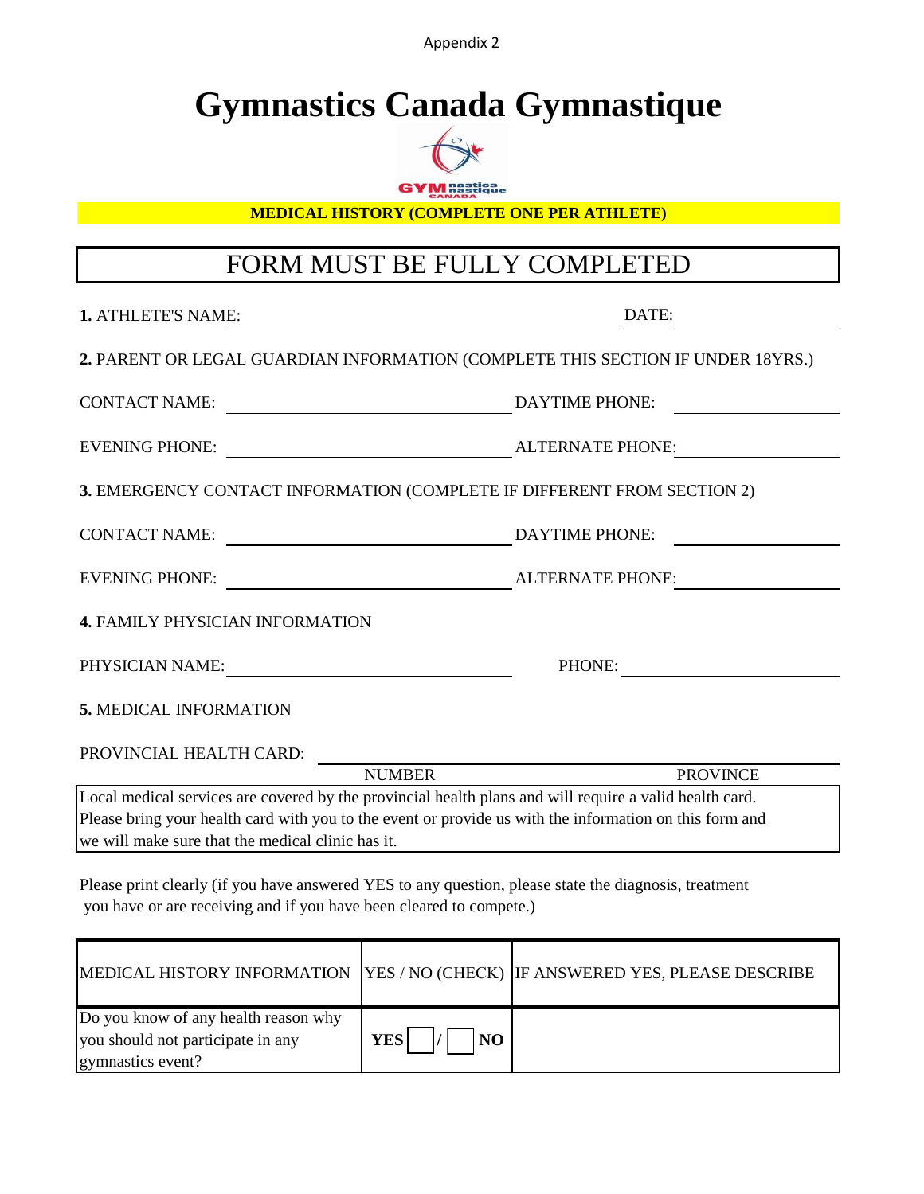Appendix 2

# Gymnastics Canada Gymnastique

**MEDICAL HISTORY (COMPLETE ONE PER ATHLETE)**

## FORM MUST BE FULLY COMPLETED

**1.** ATHLETE'S NAME: ______________________________ DATE: ______________

**2.** PARENT OR LEGAL GUARDIAN INFORMATION (COMPLETE THIS SECTION IF UNDER 18YRS.)

CONTACT NAME: ______________________ DAYTIME PHONE: ______________

EVENING PHONE: ______________________ ALTERNATE PHONE: ______________

**3.** EMERGENCY CONTACT INFORMATION (COMPLETE IF DIFFERENT FROM SECTION 2)

CONTACT NAME: ______________________ DAYTIME PHONE: ______________

EVENING PHONE: ______________________ ALTERNATE PHONE: ______________

**4.** FAMILY PHYSICIAN INFORMATION

PHYSICIAN NAME: ______________________ PHONE: ______________

**5.** MEDICAL INFORMATION

PROVINCIAL HEALTH CARD: ______________________________________________

NUMBER PROVINCE

Local medical services are covered by the provincial health plans and will require a valid health card. Please bring your health card with you to the event or provide us with the information on this form and we will make sure that the medical clinic has it.

Please print clearly (if you have answered YES to any question, please state the diagnosis, treatment you have or are receiving and if you have been cleared to compete.)

| MEDICAL HISTORY INFORMATION | YES / NO (CHECK) | IF ANSWERED YES, PLEASE DESCRIBE |
|---|---|---|
| Do you know of any health reason why you should not participate in any gymnastics event? | **YES** ☐ / ☐ **NO** | |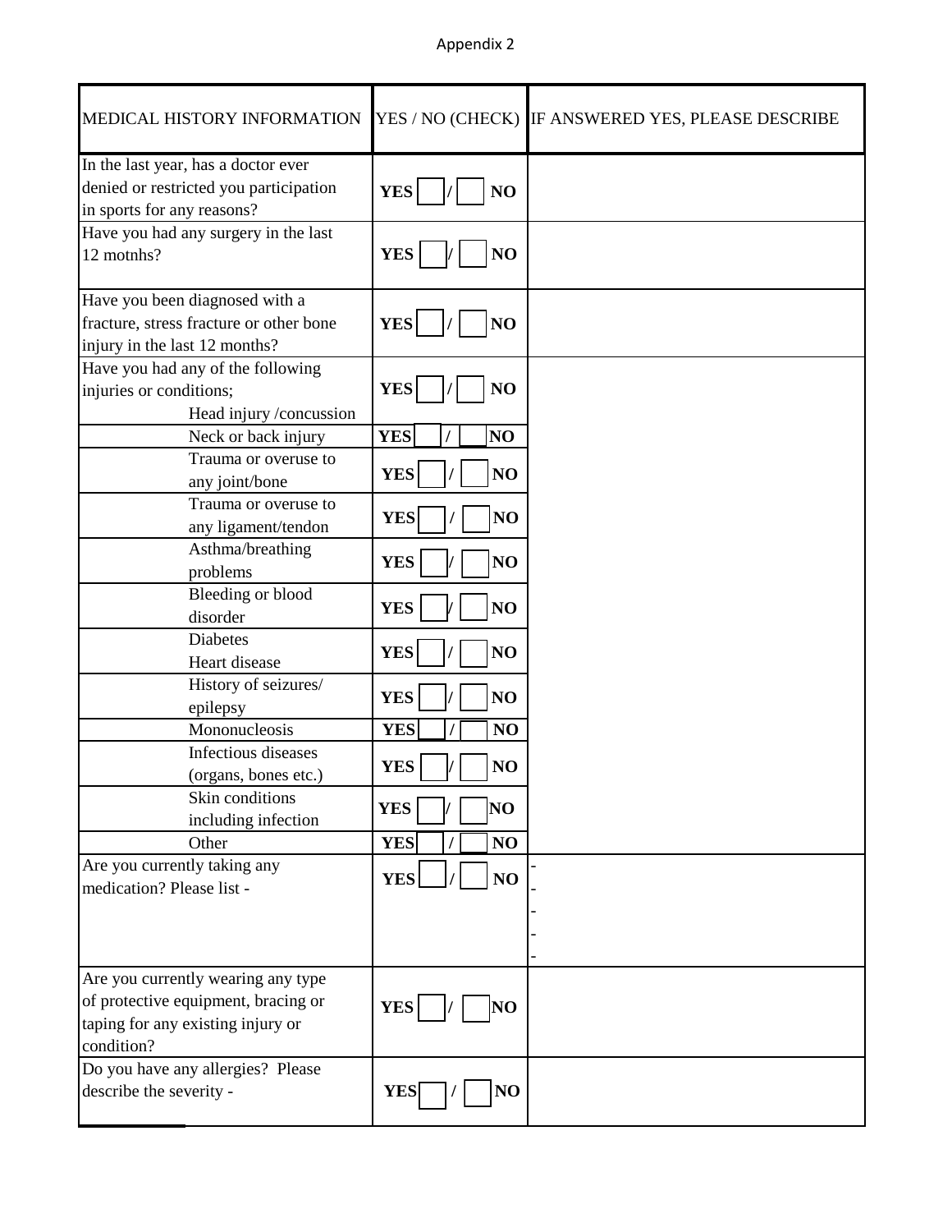Appendix 2

| MEDICAL HISTORY INFORMATION | YES / NO (CHECK) | IF ANSWERED YES, PLEASE DESCRIBE |
| --- | --- | --- |
| In the last year, has a doctor ever denied or restricted you participation in sports for any reasons? | **YES** ☐ / ☐ **NO** | |
| Have you had any surgery in the last 12 motnhs? | **YES** ☐ / ☐ **NO** | |
| Have you been diagnosed with a fracture, stress fracture or other bone injury in the last 12 months? | **YES** ☐ / ☐ **NO** | |
| Have you had any of the following injuries or conditions; Head injury /concussion | **YES** ☐ / ☐ **NO** | |
| Neck or back injury | **YES** ☐ / ☐ **NO** | |
| Trauma or overuse to any joint/bone | **YES** ☐ / ☐ **NO** | |
| Trauma or overuse to any ligament/tendon | **YES** ☐ / ☐ **NO** | |
| Asthma/breathing problems | **YES** ☐ / ☐ **NO** | |
| Bleeding or blood disorder | **YES** ☐ / ☐ **NO** | |
| Diabetes Heart disease | **YES** ☐ / ☐ **NO** | |
| History of seizures/ epilepsy | **YES** ☐ / ☐ **NO** | |
| Mononucleosis | **YES** ☐ / ☐ **NO** | |
| Infectious diseases (organs, bones etc.) | **YES** ☐ / ☐ **NO** | |
| Skin conditions including infection | **YES** ☐ / ☐ **NO** | |
| Other | **YES** ☐ / ☐ **NO** | |
| Are you currently taking any medication? Please list - | **YES** ☐ / ☐ **NO** | -<br>-<br>-<br>-<br>- |
| Are you currently wearing any type of protective equipment, bracing or taping for any existing injury or condition? | **YES** ☐ / ☐ **NO** | |
| Do you have any allergies? Please describe the severity - | **YES** ☐ / ☐ **NO** | |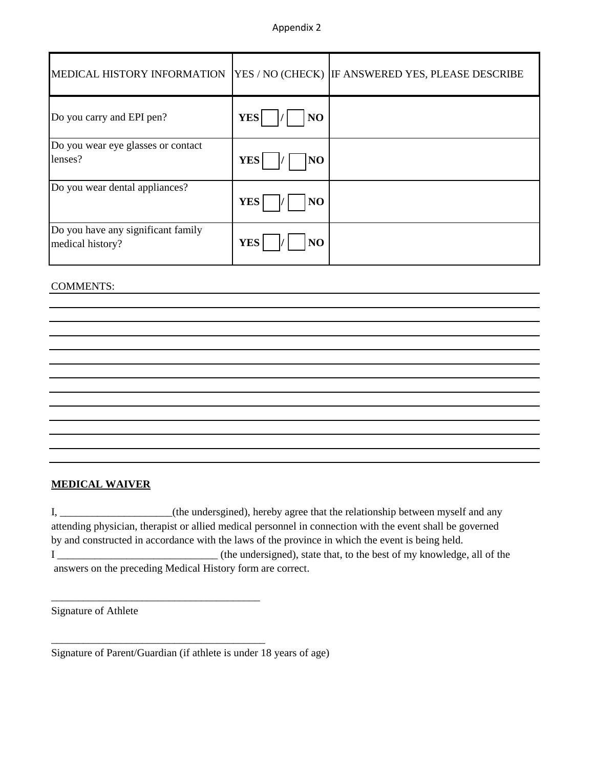Appendix 2

| MEDICAL HISTORY INFORMATION | YES / NO (CHECK) | IF ANSWERED YES, PLEASE DESCRIBE |
|---|---|---|
| Do you carry and EPI pen? | **YES** ☐ / ☐ **NO** | |
| Do you wear eye glasses or contact lenses? | **YES** ☐ / ☐ **NO** | |
| Do you wear dental appliances? | **YES** ☐ / ☐ **NO** | |
| Do you have any significant family medical history? | **YES** ☐ / ☐ **NO** | |

COMMENTS: ____________________________________________________________

____________________________________________________________

____________________________________________________________

____________________________________________________________

____________________________________________________________

____________________________________________________________

____________________________________________________________

____________________________________________________________

____________________________________________________________

____________________________________________________________

____________________________________________________________

____________________________________________________________

**MEDICAL WAIVER**

I, ____________________(the undersgined), hereby agree that the relationship between myself and any attending physician, therapist or allied medical personnel in connection with the event shall be governed by and constructed in accordance with the laws of the province in which the event is being held.

I _____________________________ (the undersigned), state that, to the best of my knowledge, all of the answers on the preceding Medical History form are correct.

_______________________________________

Signature of Athlete

_______________________________________

Signature of Parent/Guardian (if athlete is under 18 years of age)